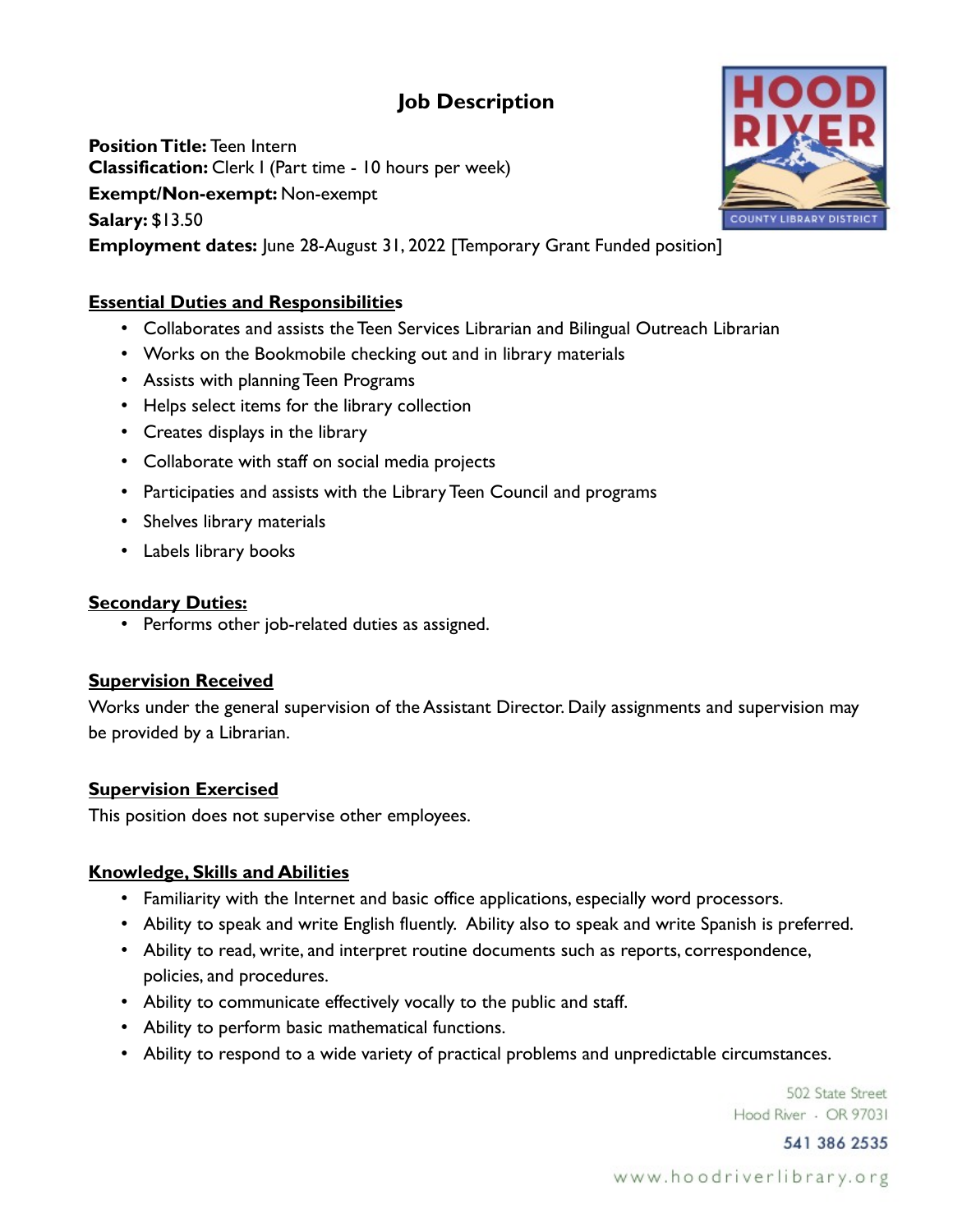# Job Description

**Position Title:** Teen Intern
**Classification:** Clerk I (Part time - 10 hours per week)
**Exempt/Non-exempt:** Non-exempt
**Salary:** $13.50
**Employment dates:** June 28-August 31, 2022 [Temporary Grant Funded position]

## Essential Duties and Responsibilities

- Collaborates and assists the Teen Services Librarian and Bilingual Outreach Librarian
- Works on the Bookmobile checking out and in library materials
- Assists with planning Teen Programs
- Helps select items for the library collection
- Creates displays in the library
- Collaborate with staff on social media projects
- Participaties and assists with the Library Teen Council and programs
- Shelves library materials
- Labels library books

## Secondary Duties:

- Performs other job-related duties as assigned.

## Supervision Received

Works under the general supervision of the Assistant Director. Daily assignments and supervision may be provided by a Librarian.

## Supervision Exercised

This position does not supervise other employees.

## Knowledge, Skills and Abilities

- Familiarity with the Internet and basic office applications, especially word processors.
- Ability to speak and write English fluently. Ability also to speak and write Spanish is preferred.
- Ability to read, write, and interpret routine documents such as reports, correspondence, policies, and procedures.
- Ability to communicate effectively vocally to the public and staff.
- Ability to perform basic mathematical functions.
- Ability to respond to a wide variety of practical problems and unpredictable circumstances.

502 State Street
Hood River · OR 97031
541 386 2535
www.hoodriverlibrary.org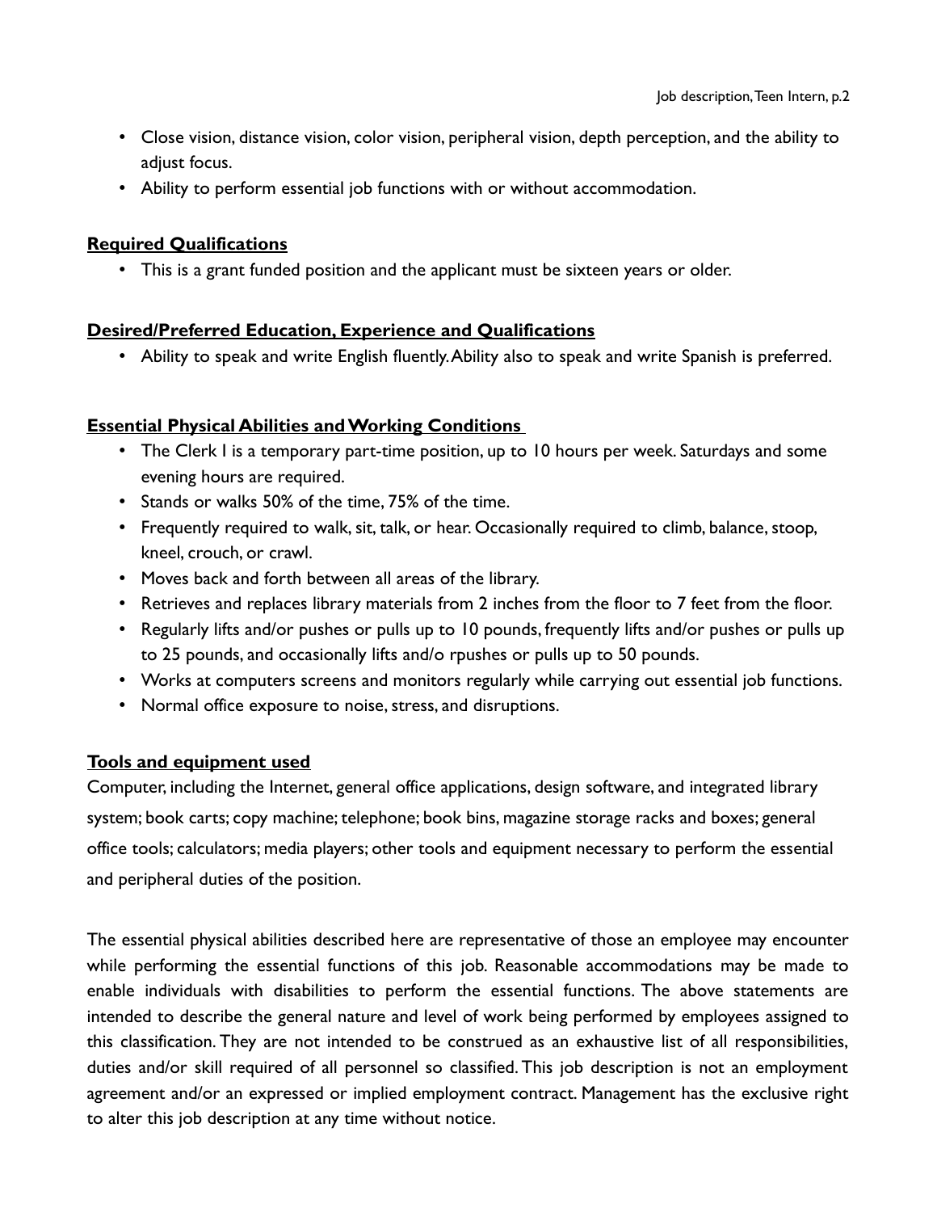- Close vision, distance vision, color vision, peripheral vision, depth perception, and the ability to adjust focus.
- Ability to perform essential job functions with or without accommodation.

## Required Qualifications

- This is a grant funded position and the applicant must be sixteen years or older.

## Desired/Preferred Education, Experience and Qualifications

- Ability to speak and write English fluently. Ability also to speak and write Spanish is preferred.

## Essential Physical Abilities and Working Conditions

- The Clerk I is a temporary part-time position, up to 10 hours per week. Saturdays and some evening hours are required.
- Stands or walks 50% of the time, 75% of the time.
- Frequently required to walk, sit, talk, or hear. Occasionally required to climb, balance, stoop, kneel, crouch, or crawl.
- Moves back and forth between all areas of the library.
- Retrieves and replaces library materials from 2 inches from the floor to 7 feet from the floor.
- Regularly lifts and/or pushes or pulls up to 10 pounds, frequently lifts and/or pushes or pulls up to 25 pounds, and occasionally lifts and/o rpushes or pulls up to 50 pounds.
- Works at computers screens and monitors regularly while carrying out essential job functions.
- Normal office exposure to noise, stress, and disruptions.

## Tools and equipment used

Computer, including the Internet, general office applications, design software, and integrated library system; book carts; copy machine; telephone; book bins, magazine storage racks and boxes; general office tools; calculators; media players; other tools and equipment necessary to perform the essential and peripheral duties of the position.

The essential physical abilities described here are representative of those an employee may encounter while performing the essential functions of this job. Reasonable accommodations may be made to enable individuals with disabilities to perform the essential functions. The above statements are intended to describe the general nature and level of work being performed by employees assigned to this classification. They are not intended to be construed as an exhaustive list of all responsibilities, duties and/or skill required of all personnel so classified. This job description is not an employment agreement and/or an expressed or implied employment contract. Management has the exclusive right to alter this job description at any time without notice.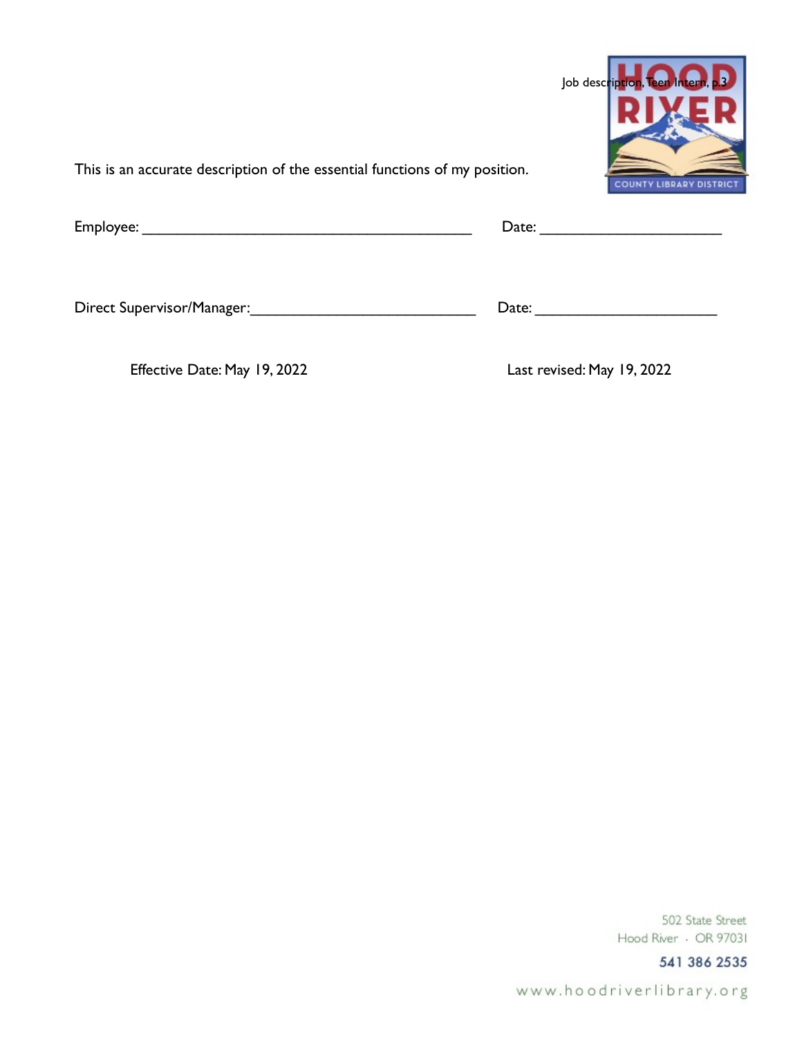This is an accurate description of the essential functions of my position.

Employee: _________________________________________ Date: ______________________

Direct Supervisor/Manager:____________________________ Date: ______________________

Effective Date: May 19, 2022 Last revised: May 19, 2022

502 State Street
Hood River · OR 97031
541 386 2535
www.hoodriverlibrary.org